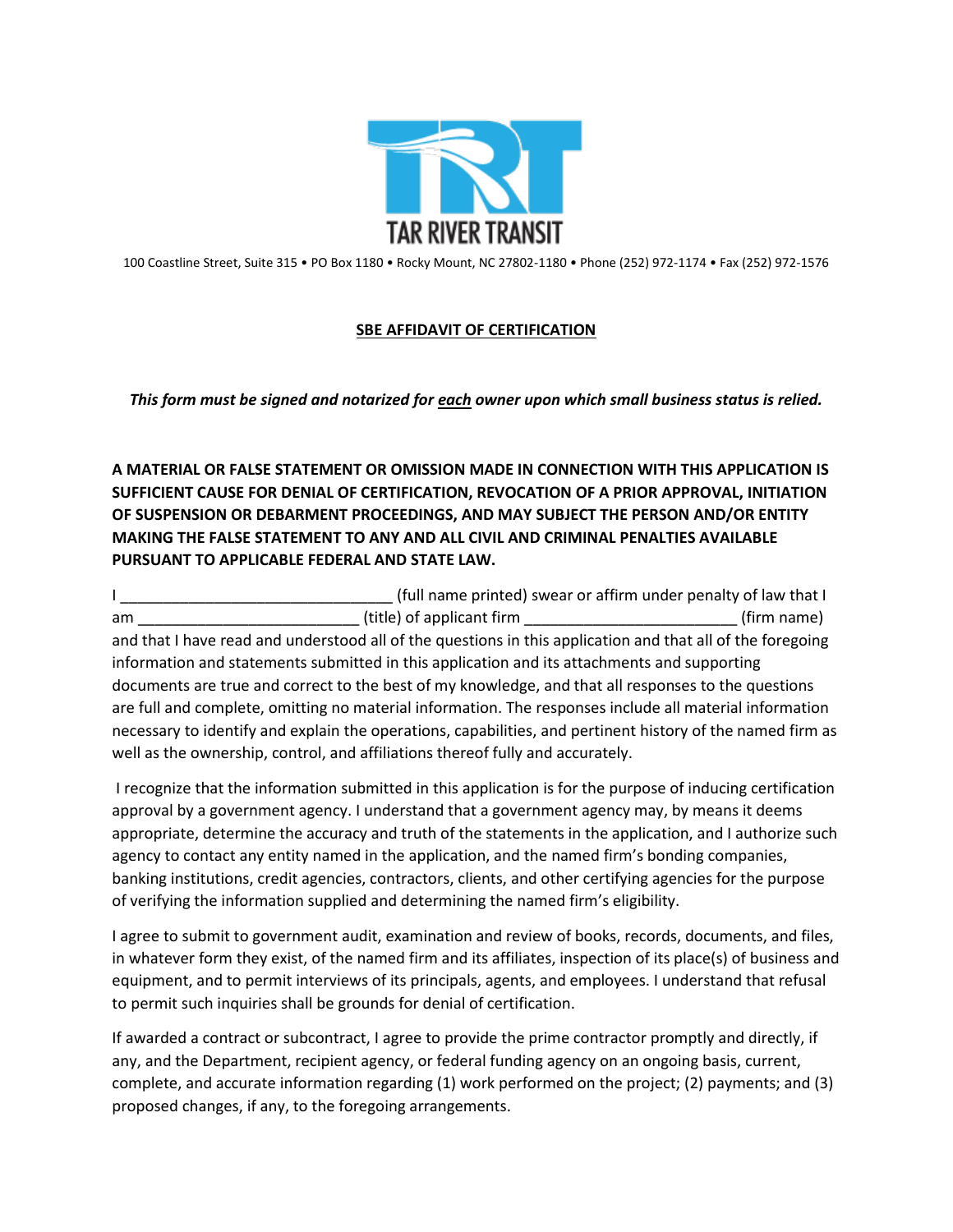TAR RIVER TRANSIT

100 Coastline Street, Suite 315 • PO Box 1180 • Rocky Mount, NC 27802-1180 • Phone (252) 972-1174 • Fax (252) 972-1576

# SBE AFFIDAVIT OF CERTIFICATION

***This form must be signed and notarized for each owner upon which small business status is relied.***

**A MATERIAL OR FALSE STATEMENT OR OMISSION MADE IN CONNECTION WITH THIS APPLICATION IS SUFFICIENT CAUSE FOR DENIAL OF CERTIFICATION, REVOCATION OF A PRIOR APPROVAL, INITIATION OF SUSPENSION OR DEBARMENT PROCEEDINGS, AND MAY SUBJECT THE PERSON AND/OR ENTITY MAKING THE FALSE STATEMENT TO ANY AND ALL CIVIL AND CRIMINAL PENALTIES AVAILABLE PURSUANT TO APPLICABLE FEDERAL AND STATE LAW.**

I ________________________________ (full name printed) swear or affirm under penalty of law that I am __________________________ (title) of applicant firm _________________________ (firm name) and that I have read and understood all of the questions in this application and that all of the foregoing information and statements submitted in this application and its attachments and supporting documents are true and correct to the best of my knowledge, and that all responses to the questions are full and complete, omitting no material information. The responses include all material information necessary to identify and explain the operations, capabilities, and pertinent history of the named firm as well as the ownership, control, and affiliations thereof fully and accurately.

I recognize that the information submitted in this application is for the purpose of inducing certification approval by a government agency. I understand that a government agency may, by means it deems appropriate, determine the accuracy and truth of the statements in the application, and I authorize such agency to contact any entity named in the application, and the named firm's bonding companies, banking institutions, credit agencies, contractors, clients, and other certifying agencies for the purpose of verifying the information supplied and determining the named firm's eligibility.

I agree to submit to government audit, examination and review of books, records, documents, and files, in whatever form they exist, of the named firm and its affiliates, inspection of its place(s) of business and equipment, and to permit interviews of its principals, agents, and employees. I understand that refusal to permit such inquiries shall be grounds for denial of certification.

If awarded a contract or subcontract, I agree to provide the prime contractor promptly and directly, if any, and the Department, recipient agency, or federal funding agency on an ongoing basis, current, complete, and accurate information regarding (1) work performed on the project; (2) payments; and (3) proposed changes, if any, to the foregoing arrangements.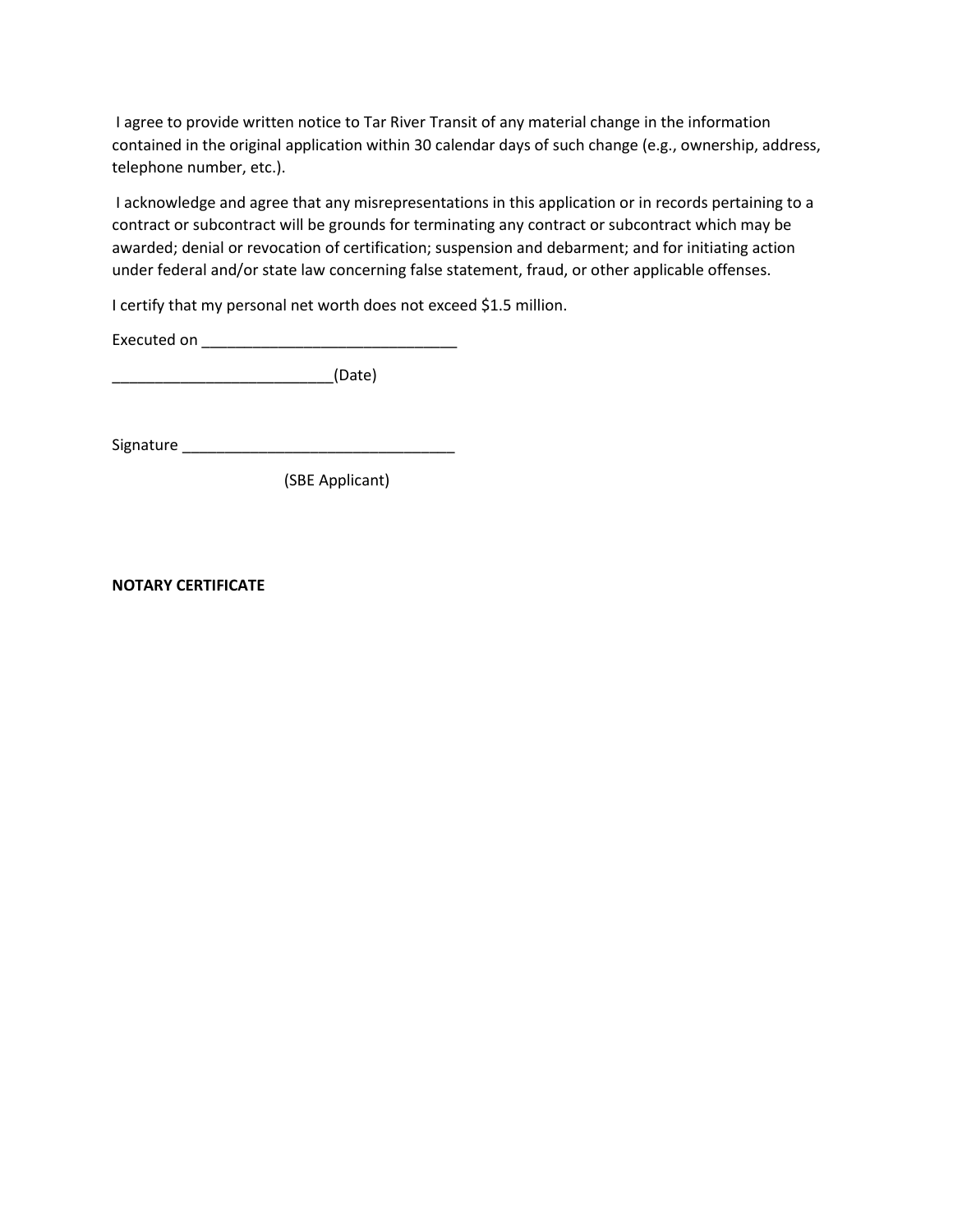I agree to provide written notice to Tar River Transit of any material change in the information contained in the original application within 30 calendar days of such change (e.g., ownership, address, telephone number, etc.).

I acknowledge and agree that any misrepresentations in this application or in records pertaining to a contract or subcontract will be grounds for terminating any contract or subcontract which may be awarded; denial or revocation of certification; suspension and debarment; and for initiating action under federal and/or state law concerning false statement, fraud, or other applicable offenses.

I certify that my personal net worth does not exceed $1.5 million.

Executed on ______________________________

__________________________(Date)

Signature ________________________________

(SBE Applicant)

**NOTARY CERTIFICATE**